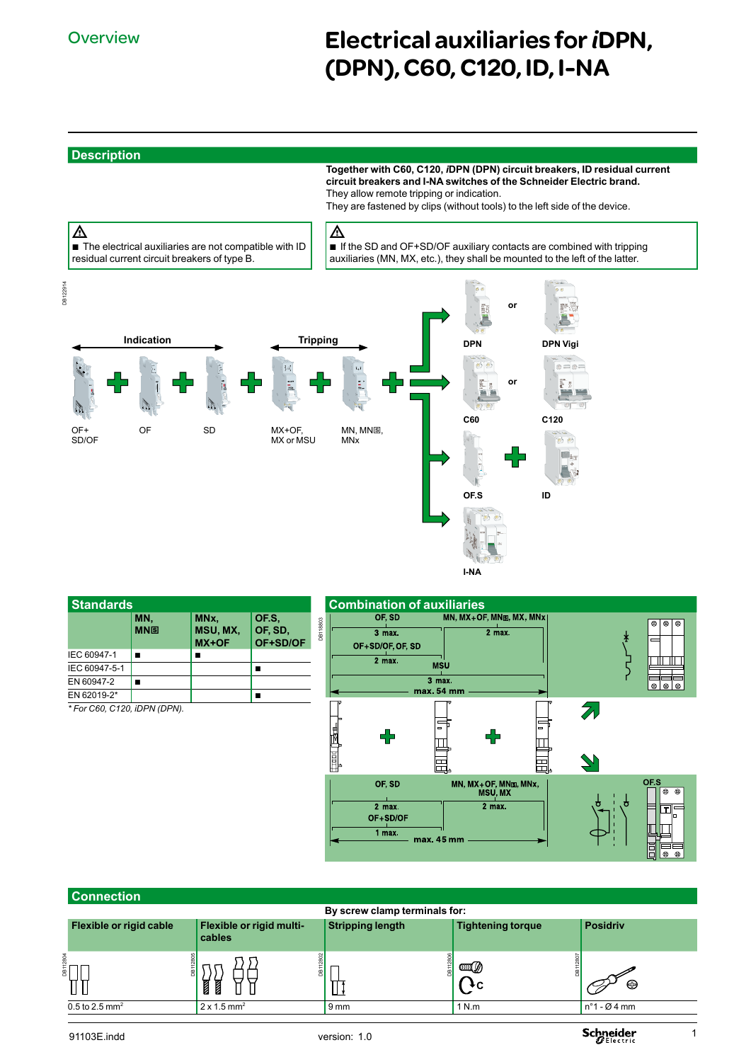Overview

# Electrical auxiliaries for *i*DPN, (DPN), C60, C120, ID, I-NA

## Description

**Together with C60, C120, *i*DPN (DPN) circuit breakers, ID residual current circuit breakers and I-NA switches of the Schneider Electric brand.**
They allow remote tripping or indication.
They are fastened by clips (without tools) to the left side of the device.

⚠
■ The electrical auxiliaries are not compatible with ID residual current circuit breakers of type B.

⚠
■ If the SD and OF+SD/OF auxiliary contacts are combined with tripping auxiliaries (MN, MX, etc.), they shall be mounted to the left of the latter.

Indication
Tripping

OF+ SD/OF
OF
SD
MX+OF, MX or MSU
MN, MNs, MNx

DPN or DPN Vigi
C60 or C120
OF.S + ID
I-NA

## Standards

| | MN, MNs | MNx, MSU, MX, MX+OF | OF.S, OF, SD, OF+SD/OF |
|---|---|---|---|
| IEC 60947-1 | ■ | ■ | |
| IEC 60947-5-1 | | | ■ |
| EN 60947-2 | ■ | | |
| EN 62019-2* | | | ■ |

*\* For C60, C120, iDPN (DPN).*

## Combination of auxiliaries

OF, SD
MN, MX+OF, MNs, MX, MNx
3 max.
2 max.
OF+SD/OF, OF, SD
2 max.
MSU
3 max.
max. 54 mm

OF, SD
MN, MX+OF, MNs, MNx, MSU, MX
2 max.
2 max.
OF+SD/OF
1 max.
max. 45 mm
OF.S

## Connection

| Flexible or rigid cable | Flexible or rigid multi-cables | By screw clamp terminals for: Stripping length | Tightening torque | Posidriv |
|---|---|---|---|---|
| 0.5 to 2.5 mm² | 2 x 1.5 mm² | 9 mm | 1 N.m | n°1 - Ø 4 mm |

91103E.indd
version: 1.0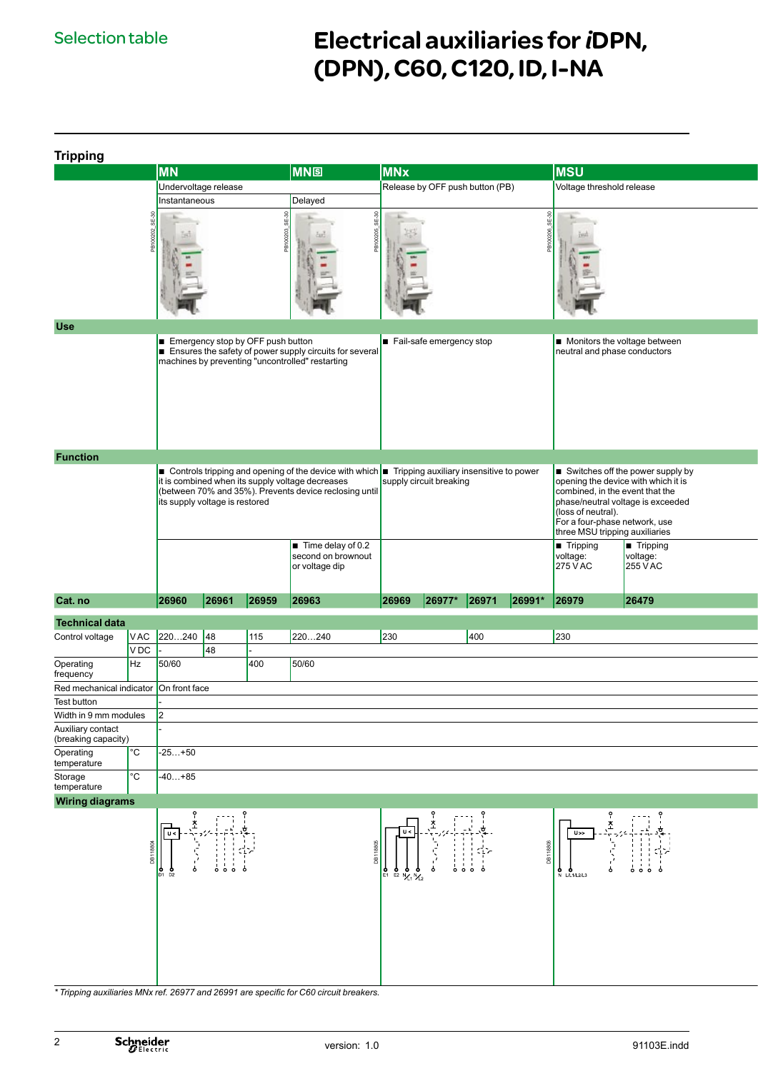# Selection table

# Electrical auxiliaries for *i*DPN, (DPN), C60, C120, ID, I-NA

## Tripping

| | | MN | | | MNs | MNx | | | | MSU | |
|---|---|---|---|---|---|---|---|---|---|---|---|
| | | Undervoltage release | | | | Release by OFF push button (PB) | | | | Voltage threshold release | |
| | | Instantaneous | | | Delayed | | | | | | |
| **Use** | | ■ Emergency stop by OFF push button ■ Ensures the safety of power supply circuits for several machines by preventing "uncontrolled" restarting | | | | ■ Fail-safe emergency stop | | | | ■ Monitors the voltage between neutral and phase conductors | |
| **Function** | | ■ Controls tripping and opening of the device with which it is combined when its supply voltage decreases (between 70% and 35%). Prevents device reclosing until its supply voltage is restored | | | | ■ Tripping auxiliary insensitive to power supply circuit breaking | | | | ■ Switches off the power supply by opening the device with which it is combined, in the event that the phase/neutral voltage is exceeded (loss of neutral). For a four-phase network, use three MSU tripping auxiliaries | |
| | | | | | ■ Time delay of 0.2 second on brownout or voltage dip | | | | | ■ Tripping voltage: 275 V AC | ■ Tripping voltage: 255 V AC |
| **Cat. no** | | 26960 | 26961 | 26959 | 26963 | 26969 | 26977* | 26971 | 26991* | 26979 | 26479 |
| **Technical data** | | | | | | | | | | | |
| Control voltage | V AC | 220…240 | 48 | 115 | 220…240 | 230 | | 400 | | 230 | |
| | V DC | - | 48 | - | | | | | | | |
| Operating frequency | Hz | 50/60 | | 400 | 50/60 | | | | | | |
| Red mechanical indicator | | On front face | | | | | | | | | |
| Test button | | - | | | | | | | | | |
| Width in 9 mm modules | | 2 | | | | | | | | | |
| Auxiliary contact (breaking capacity) | | - | | | | | | | | | |
| Operating temperature | °C | -25…+50 | | | | | | | | | |
| Storage temperature | °C | -40…+85 | | | | | | | | | |

**Wiring diagrams**

U < D1 D2

U < E1 E2 N/L1 N/L2

U>> N L/L1/L2/L3

*\* Tripping auxiliaries MNx ref. 26977 and 26991 are specific for C60 circuit breakers.*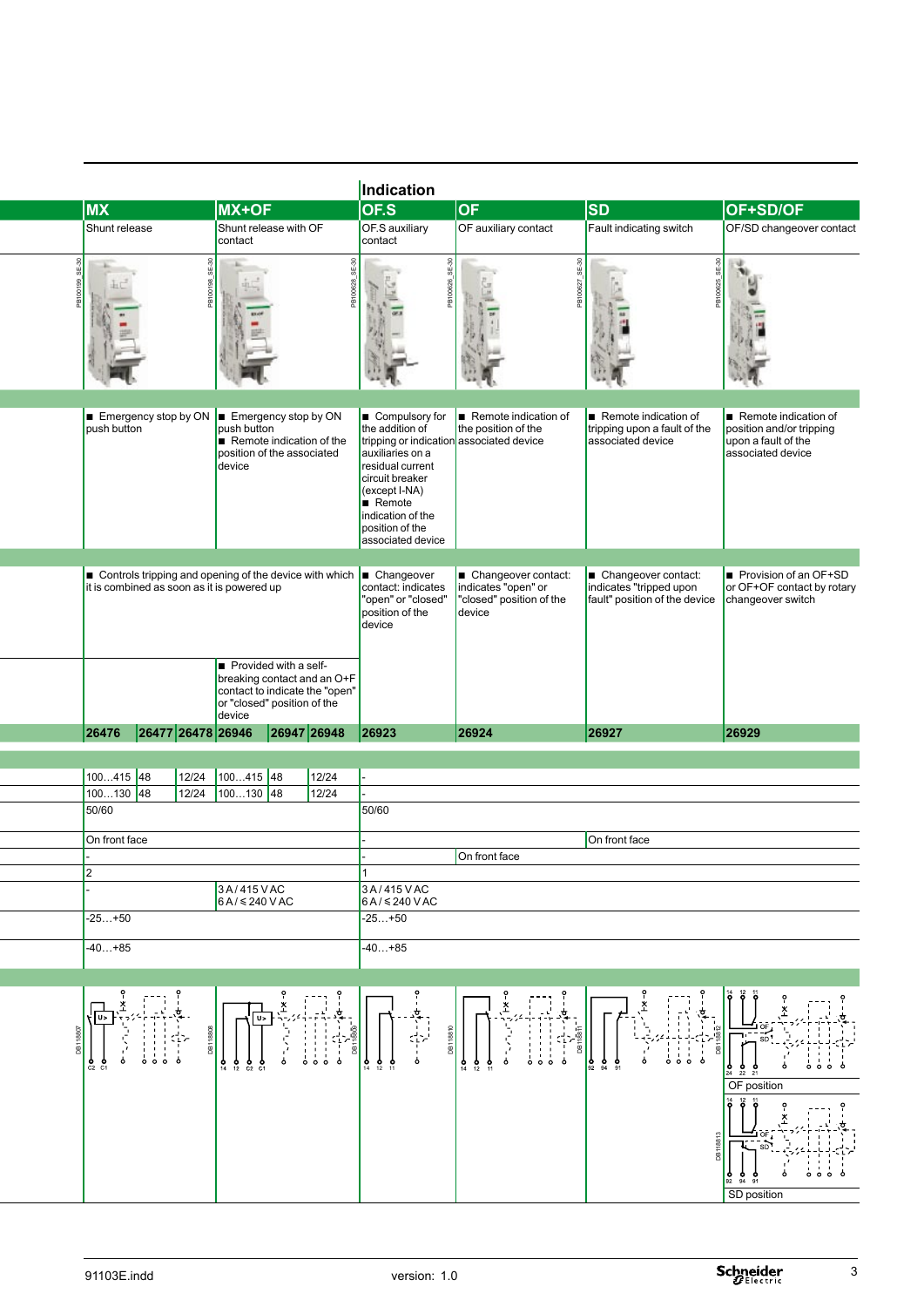| MX | | | MX+OF | | | Indication | | | | |
|---|---|---|---|---|---|---|---|---|---|---|
| | | | | | | **OF.S** | **OF** | **SD** | **OF+SD/OF** | |
| Shunt release | | | Shunt release with OF contact | | | OF.S auxiliary contact | OF auxiliary contact | Fault indicating switch | OF/SD changeover contact | |
| ■ Emergency stop by ON push button | | | ■ Emergency stop by ON push button ■ Remote indication of the position of the associated device | | | ■ Compulsory for the addition of tripping or indication auxiliaries on a residual current circuit breaker (except I-NA) ■ Remote indication of the position of the associated device | ■ Remote indication of the position of the associated device | ■ Remote indication of tripping upon a fault of the associated device | ■ Remote indication of position and/or tripping upon a fault of the associated device | |
| ■ Controls tripping and opening of the device with which it is combined as soon as it is powered up | | | | | | ■ Changeover contact: indicates "open" or "closed" position of the device | ■ Changeover contact: indicates "open" or "closed" position of the device | ■ Changeover contact: indicates "tripped upon fault" position of the device | ■ Provision of an OF+SD or OF+OF contact by rotary changeover switch | |
| | | | ■ Provided with a self-breaking contact and an O+F contact to indicate the "open" or "closed" position of the device | | | | | | | |
| **26476** | **26477** | **26478** | **26946** | **26947** | **26948** | **26923** | **26924** | **26927** | **26929** | |
| 100…415 | 48 | 12/24 | 100…415 | 48 | 12/24 | - | | | | |
| 100…130 | 48 | 12/24 | 100…130 | 48 | 12/24 | - | | | | |
| 50/60 | | | | | | 50/60 | | | | |
| On front face | | | | | | - | | On front face | | |
| - | | | | | | - | On front face | | | |
| 2 | | | | | | 1 | | | | |
| - | | | 3 A / 415 V AC 6 A / ≤ 240 V AC | | | 3 A / 415 V AC 6 A / ≤ 240 V AC | | | | |
| -25…+50 | | | | | | -25…+50 | | | | |
| -40…+85 | | | | | | -40…+85 | | | | |

C2 C1

14 12 C2 C1

14 12 11

14 12 11

92 94 91

14 12 11 24 22 21

OF position

14 12 11 92 94 91

SD position